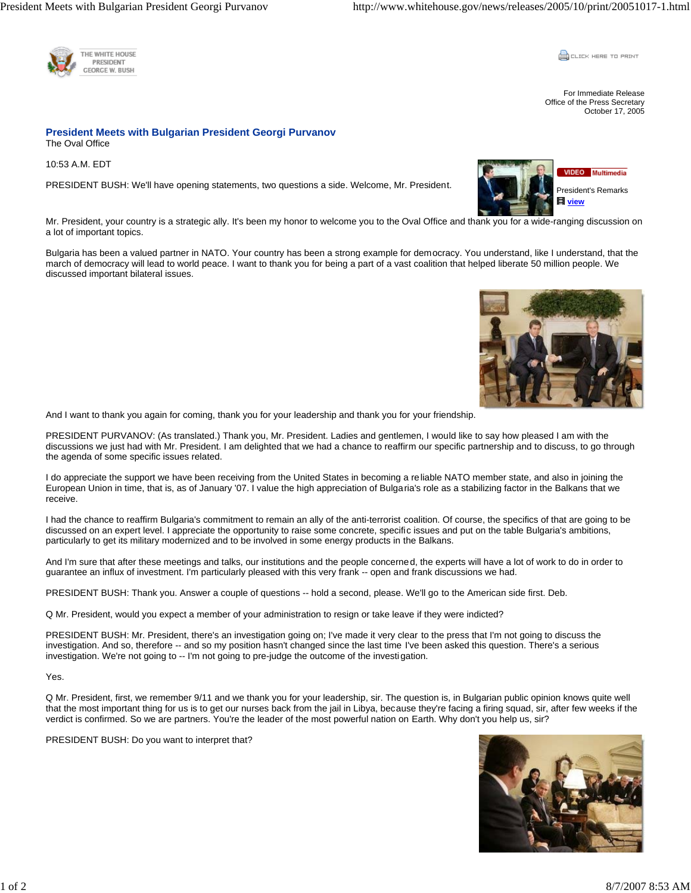THE WHITE HOUSE
PRESIDENT
GEORGE W. BUSH

CLICK HERE TO PRINT

For Immediate Release
Office of the Press Secretary
October 17, 2005

## President Meets with Bulgarian President Georgi Purvanov

The Oval Office

10:53 A.M. EDT

VIDEO Multimedia

President's Remarks
view

PRESIDENT BUSH: We'll have opening statements, two questions a side. Welcome, Mr. President.

Mr. President, your country is a strategic ally. It's been my honor to welcome you to the Oval Office and thank you for a wide-ranging discussion on a lot of important topics.

Bulgaria has been a valued partner in NATO. Your country has been a strong example for democracy. You understand, like I understand, that the march of democracy will lead to world peace. I want to thank you for being a part of a vast coalition that helped liberate 50 million people. We discussed important bilateral issues.

And I want to thank you again for coming, thank you for your leadership and thank you for your friendship.

PRESIDENT PURVANOV: (As translated.) Thank you, Mr. President. Ladies and gentlemen, I would like to say how pleased I am with the discussions we just had with Mr. President. I am delighted that we had a chance to reaffirm our specific partnership and to discuss, to go through the agenda of some specific issues related.

I do appreciate the support we have been receiving from the United States in becoming a reliable NATO member state, and also in joining the European Union in time, that is, as of January '07. I value the high appreciation of Bulgaria's role as a stabilizing factor in the Balkans that we receive.

I had the chance to reaffirm Bulgaria's commitment to remain an ally of the anti-terrorist coalition. Of course, the specifics of that are going to be discussed on an expert level. I appreciate the opportunity to raise some concrete, specific issues and put on the table Bulgaria's ambitions, particularly to get its military modernized and to be involved in some energy products in the Balkans.

And I'm sure that after these meetings and talks, our institutions and the people concerned, the experts will have a lot of work to do in order to guarantee an influx of investment. I'm particularly pleased with this very frank -- open and frank discussions we had.

PRESIDENT BUSH: Thank you. Answer a couple of questions -- hold a second, please. We'll go to the American side first. Deb.

Q Mr. President, would you expect a member of your administration to resign or take leave if they were indicted?

PRESIDENT BUSH: Mr. President, there's an investigation going on; I've made it very clear to the press that I'm not going to discuss the investigation. And so, therefore -- and so my position hasn't changed since the last time I've been asked this question. There's a serious investigation. We're not going to -- I'm not going to pre-judge the outcome of the investigation.

Yes.

Q Mr. President, first, we remember 9/11 and we thank you for your leadership, sir. The question is, in Bulgarian public opinion knows quite well that the most important thing for us is to get our nurses back from the jail in Libya, because they're facing a firing squad, sir, after few weeks if the verdict is confirmed. So we are partners. You're the leader of the most powerful nation on Earth. Why don't you help us, sir?

PRESIDENT BUSH: Do you want to interpret that?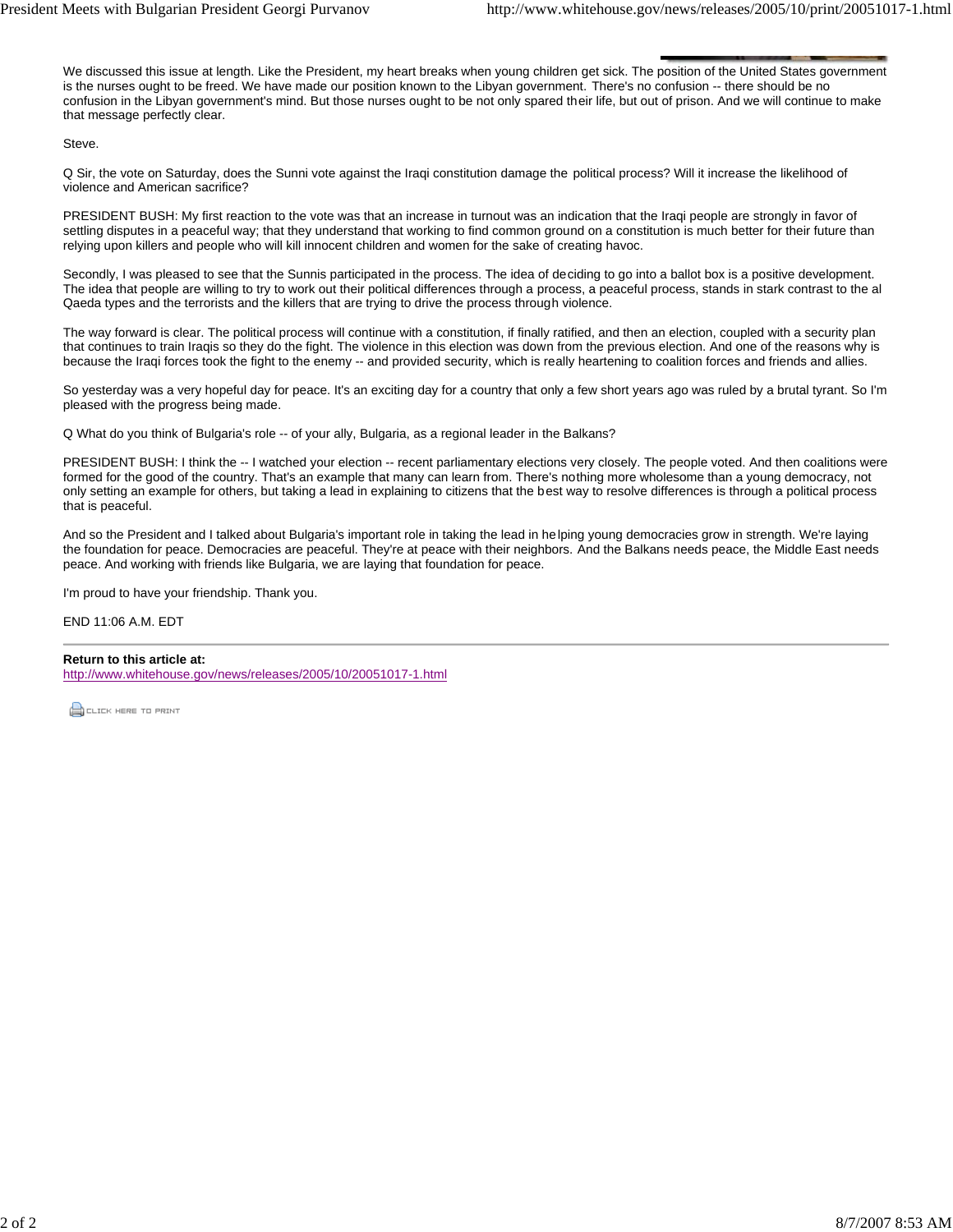We discussed this issue at length. Like the President, my heart breaks when young children get sick. The position of the United States government is the nurses ought to be freed. We have made our position known to the Libyan government. There's no confusion -- there should be no confusion in the Libyan government's mind. But those nurses ought to be not only spared their life, but out of prison. And we will continue to make that message perfectly clear.

Steve.

Q Sir, the vote on Saturday, does the Sunni vote against the Iraqi constitution damage the political process? Will it increase the likelihood of violence and American sacrifice?

PRESIDENT BUSH: My first reaction to the vote was that an increase in turnout was an indication that the Iraqi people are strongly in favor of settling disputes in a peaceful way; that they understand that working to find common ground on a constitution is much better for their future than relying upon killers and people who will kill innocent children and women for the sake of creating havoc.

Secondly, I was pleased to see that the Sunnis participated in the process. The idea of deciding to go into a ballot box is a positive development. The idea that people are willing to try to work out their political differences through a process, a peaceful process, stands in stark contrast to the al Qaeda types and the terrorists and the killers that are trying to drive the process through violence.

The way forward is clear. The political process will continue with a constitution, if finally ratified, and then an election, coupled with a security plan that continues to train Iraqis so they do the fight. The violence in this election was down from the previous election. And one of the reasons why is because the Iraqi forces took the fight to the enemy -- and provided security, which is really heartening to coalition forces and friends and allies.

So yesterday was a very hopeful day for peace. It's an exciting day for a country that only a few short years ago was ruled by a brutal tyrant. So I'm pleased with the progress being made.

Q What do you think of Bulgaria's role -- of your ally, Bulgaria, as a regional leader in the Balkans?

PRESIDENT BUSH: I think the -- I watched your election -- recent parliamentary elections very closely. The people voted. And then coalitions were formed for the good of the country. That's an example that many can learn from. There's nothing more wholesome than a young democracy, not only setting an example for others, but taking a lead in explaining to citizens that the best way to resolve differences is through a political process that is peaceful.

And so the President and I talked about Bulgaria's important role in taking the lead in helping young democracies grow in strength. We're laying the foundation for peace. Democracies are peaceful. They're at peace with their neighbors. And the Balkans needs peace, the Middle East needs peace. And working with friends like Bulgaria, we are laying that foundation for peace.

I'm proud to have your friendship. Thank you.

END 11:06 A.M. EDT

---

**Return to this article at:**
http://www.whitehouse.gov/news/releases/2005/10/20051017-1.html

CLICK HERE TO PRINT